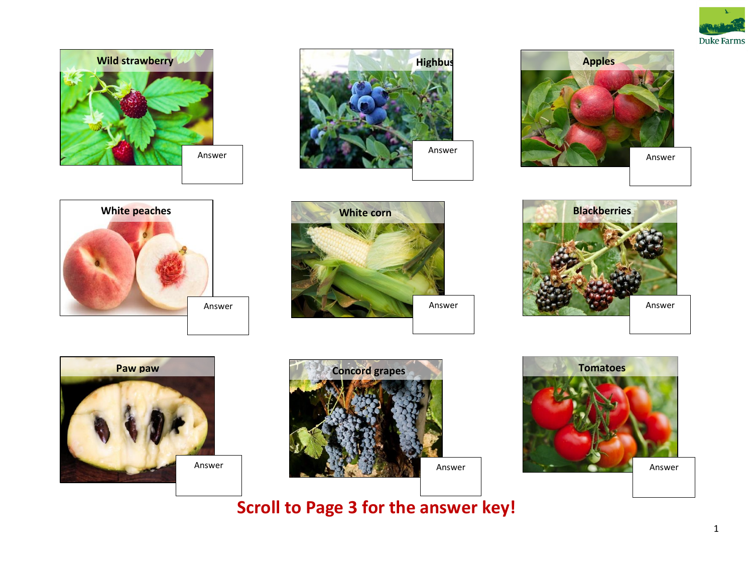Wild strawberry

Answer

Highbus

Answer

Apples

Answer

White peaches

Answer

White corn

Answer

Blackberries

Answer

Paw paw

Answer

Concord grapes

Answer

Tomatoes

Answer

**Scroll to Page 3 for the answer key!**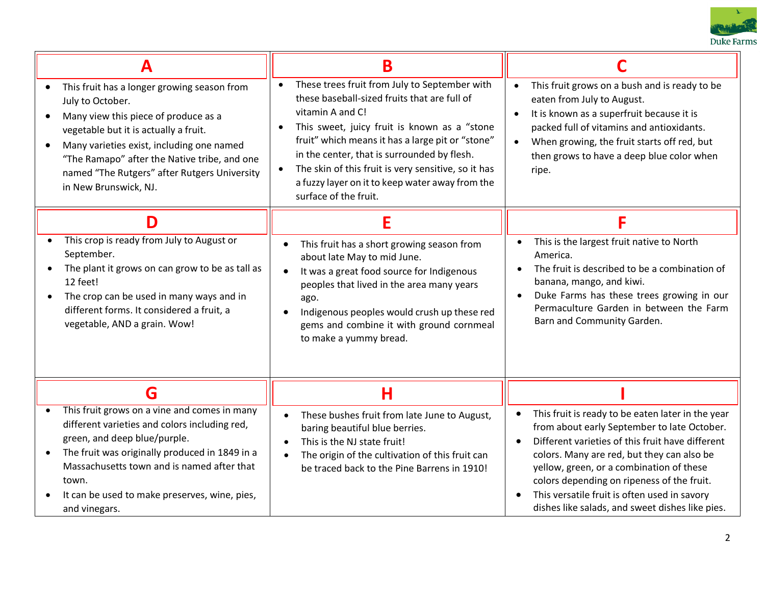## A

- This fruit has a longer growing season from July to October.
- Many view this piece of produce as a vegetable but it is actually a fruit.
- Many varieties exist, including one named "The Ramapo" after the Native tribe, and one named "The Rutgers" after Rutgers University in New Brunswick, NJ.

## B

- These trees fruit from July to September with these baseball-sized fruits that are full of vitamin A and C!
- This sweet, juicy fruit is known as a "stone fruit" which means it has a large pit or "stone" in the center, that is surrounded by flesh.
- The skin of this fruit is very sensitive, so it has a fuzzy layer on it to keep water away from the surface of the fruit.

## C

- This fruit grows on a bush and is ready to be eaten from July to August.
- It is known as a superfruit because it is packed full of vitamins and antioxidants.
- When growing, the fruit starts off red, but then grows to have a deep blue color when ripe.

## D

- This crop is ready from July to August or September.
- The plant it grows on can grow to be as tall as 12 feet!
- The crop can be used in many ways and in different forms. It considered a fruit, a vegetable, AND a grain. Wow!

## E

- This fruit has a short growing season from about late May to mid June.
- It was a great food source for Indigenous peoples that lived in the area many years ago.
- Indigenous peoples would crush up these red gems and combine it with ground cornmeal to make a yummy bread.

## F

- This is the largest fruit native to North America.
- The fruit is described to be a combination of banana, mango, and kiwi.
- Duke Farms has these trees growing in our Permaculture Garden in between the Farm Barn and Community Garden.

## G

- This fruit grows on a vine and comes in many different varieties and colors including red, green, and deep blue/purple.
- The fruit was originally produced in 1849 in a Massachusetts town and is named after that town.
- It can be used to make preserves, wine, pies, and vinegars.

## H

- These bushes fruit from late June to August, baring beautiful blue berries.
- This is the NJ state fruit!
- The origin of the cultivation of this fruit can be traced back to the Pine Barrens in 1910!

## I

- This fruit is ready to be eaten later in the year from about early September to late October.
- Different varieties of this fruit have different colors. Many are red, but they can also be yellow, green, or a combination of these colors depending on ripeness of the fruit.
- This versatile fruit is often used in savory dishes like salads, and sweet dishes like pies.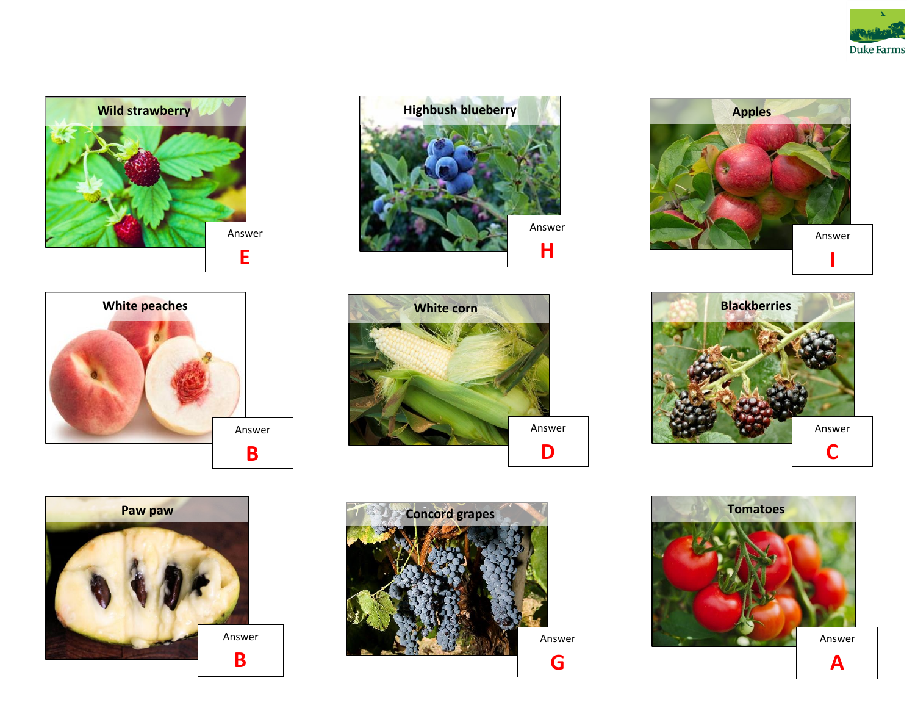Wild strawberry

Answer
**E**

Highbush blueberry

Answer
**H**

Apples

Answer
**I**

White peaches

Answer
**B**

White corn

Answer
**D**

Blackberries

Answer
**C**

Paw paw

Answer
**B**

Concord grapes

Answer
**G**

Tomatoes

Answer
**A**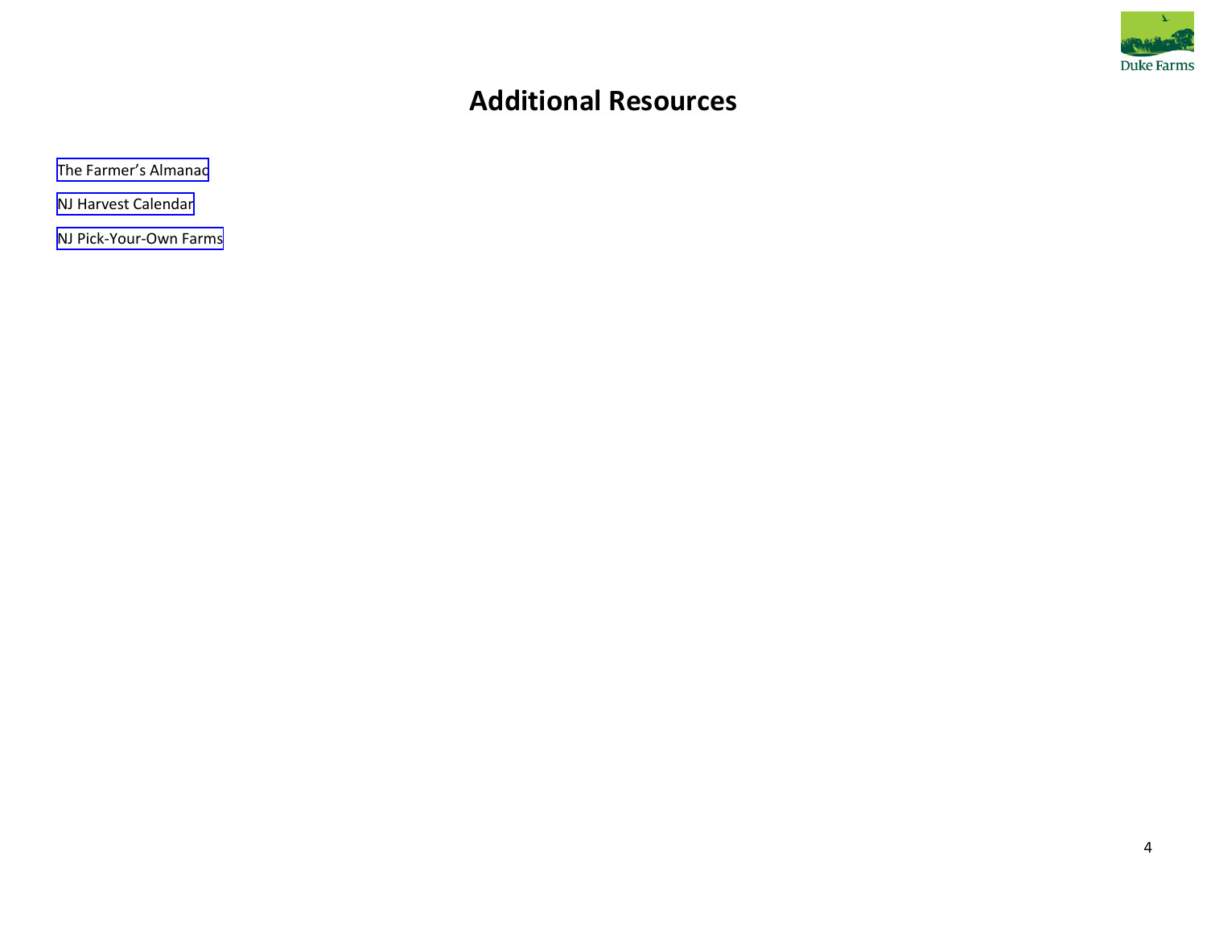# Additional Resources

The Farmer's Almanac

NJ Harvest Calendar

NJ Pick-Your-Own Farms